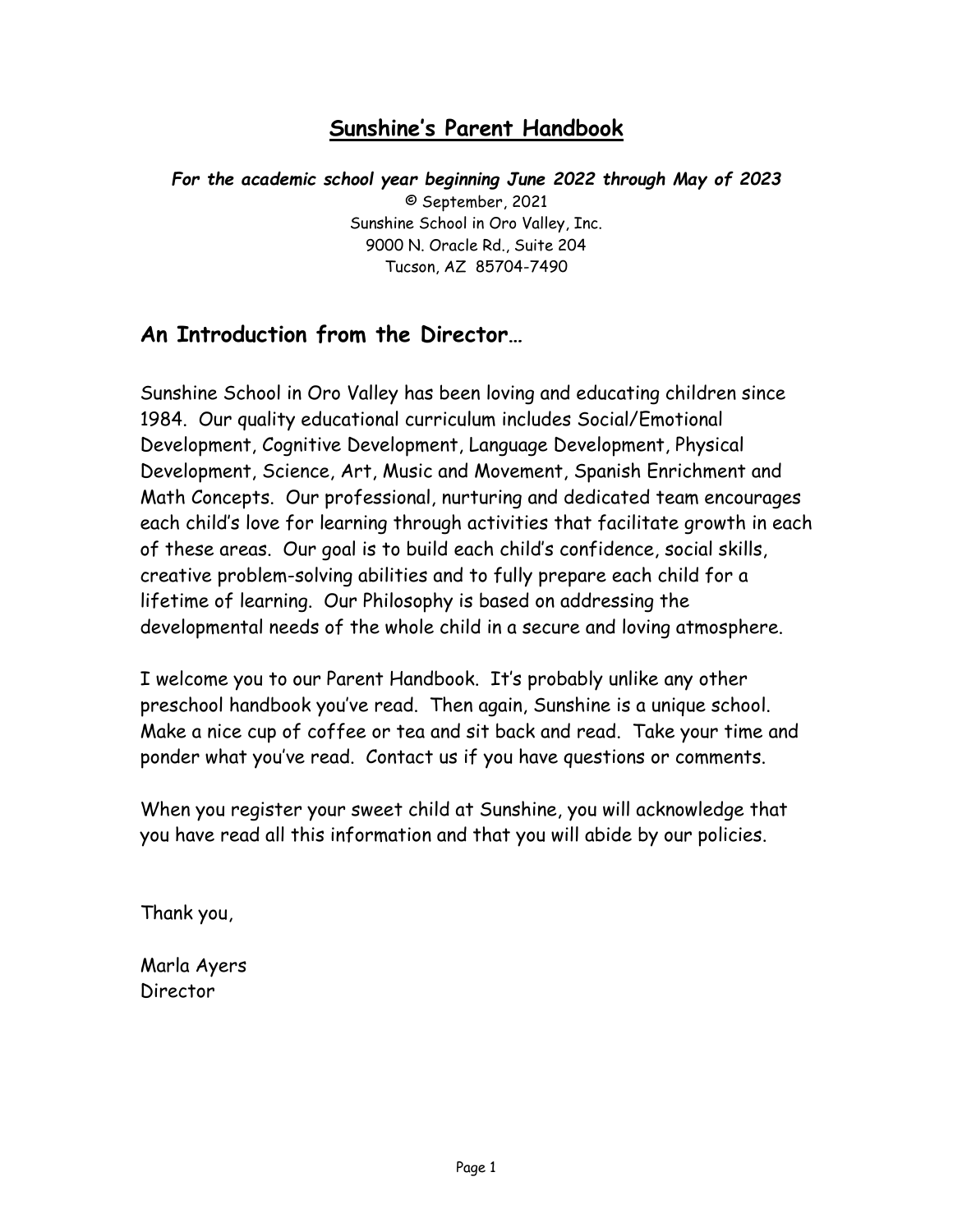# Sunshine's Parent Handbook

***For the academic school year beginning June 2022 through May of 2023***

© September, 2021
Sunshine School in Oro Valley, Inc.
9000 N. Oracle Rd., Suite 204
Tucson, AZ 85704-7490

## An Introduction from the Director…

Sunshine School in Oro Valley has been loving and educating children since 1984. Our quality educational curriculum includes Social/Emotional Development, Cognitive Development, Language Development, Physical Development, Science, Art, Music and Movement, Spanish Enrichment and Math Concepts. Our professional, nurturing and dedicated team encourages each child's love for learning through activities that facilitate growth in each of these areas. Our goal is to build each child's confidence, social skills, creative problem-solving abilities and to fully prepare each child for a lifetime of learning. Our Philosophy is based on addressing the developmental needs of the whole child in a secure and loving atmosphere.

I welcome you to our Parent Handbook. It's probably unlike any other preschool handbook you've read. Then again, Sunshine is a unique school. Make a nice cup of coffee or tea and sit back and read. Take your time and ponder what you've read. Contact us if you have questions or comments.

When you register your sweet child at Sunshine, you will acknowledge that you have read all this information and that you will abide by our policies.

Thank you,

Marla Ayers
Director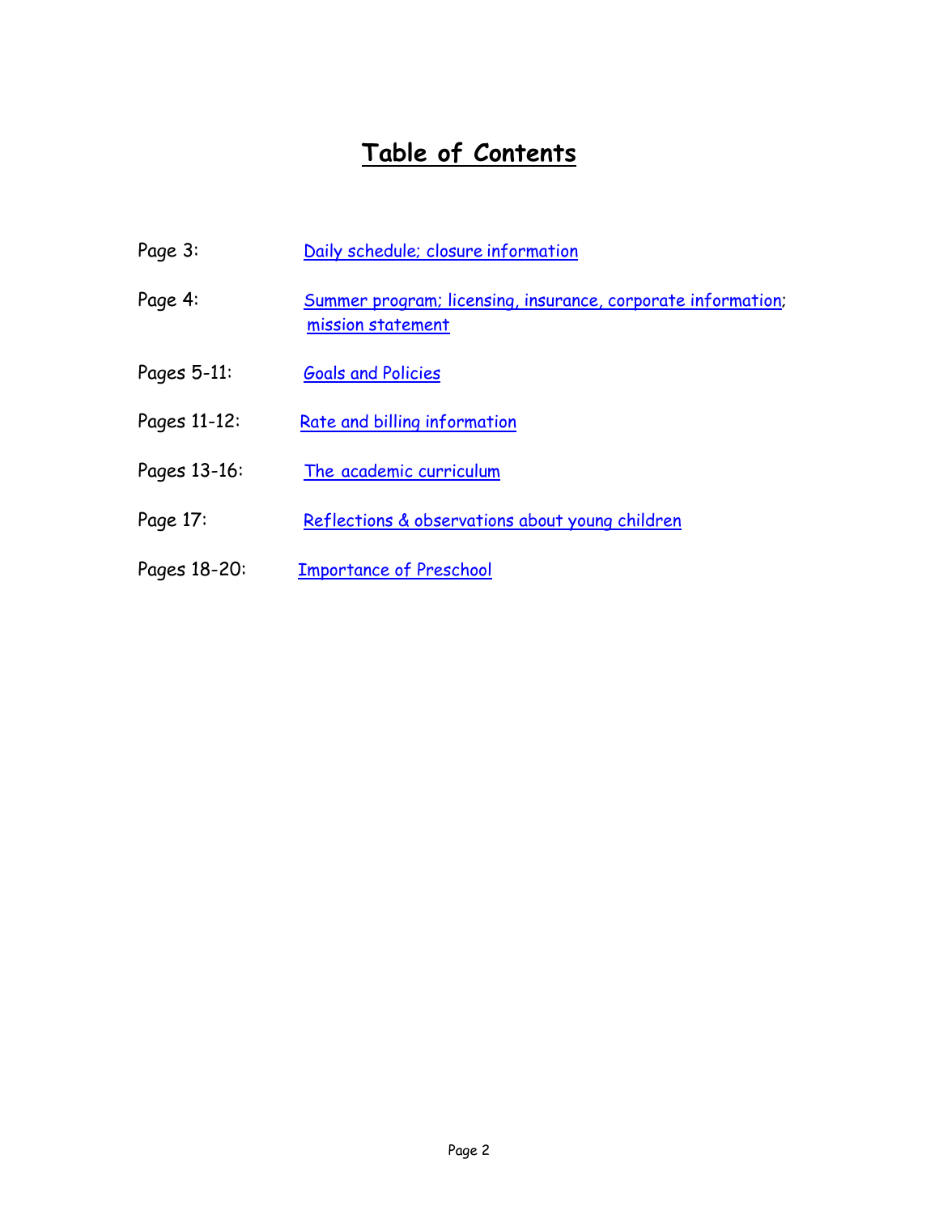# Table of Contents

| | |
|---|---|
| Page 3: | Daily schedule; closure information |
| Page 4: | Summer program; licensing, insurance, corporate information; mission statement |
| Pages 5-11: | Goals and Policies |
| Pages 11-12: | Rate and billing information |
| Pages 13-16: | The academic curriculum |
| Page 17: | Reflections & observations about young children |
| Pages 18-20: | Importance of Preschool |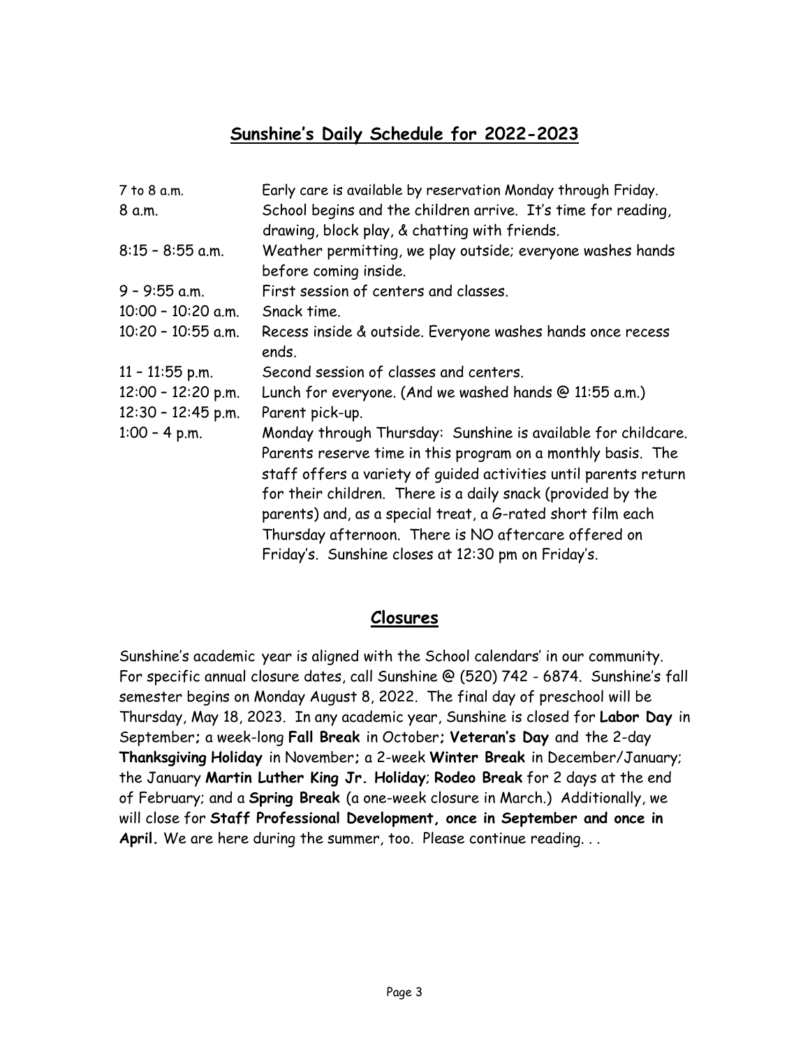## Sunshine's Daily Schedule for 2022-2023

| | |
|---|---|
| 7 to 8 a.m. | Early care is available by reservation Monday through Friday. |
| 8 a.m. | School begins and the children arrive. It's time for reading, drawing, block play, & chatting with friends. |
| 8:15 – 8:55 a.m. | Weather permitting, we play outside; everyone washes hands before coming inside. |
| 9 – 9:55 a.m. | First session of centers and classes. |
| 10:00 – 10:20 a.m. | Snack time. |
| 10:20 – 10:55 a.m. | Recess inside & outside. Everyone washes hands once recess ends. |
| 11 – 11:55 p.m. | Second session of classes and centers. |
| 12:00 – 12:20 p.m. | Lunch for everyone. (And we washed hands @ 11:55 a.m.) |
| 12:30 – 12:45 p.m. | Parent pick-up. |
| 1:00 – 4 p.m. | Monday through Thursday: Sunshine is available for childcare. Parents reserve time in this program on a monthly basis. The staff offers a variety of guided activities until parents return for their children. There is a daily snack (provided by the parents) and, as a special treat, a G-rated short film each Thursday afternoon. There is NO aftercare offered on Friday's. Sunshine closes at 12:30 pm on Friday's. |

## Closures

Sunshine's academic year is aligned with the School calendars' in our community. For specific annual closure dates, call Sunshine @ (520) 742 - 6874. Sunshine's fall semester begins on Monday August 8, 2022. The final day of preschool will be Thursday, May 18, 2023. In any academic year, Sunshine is closed for **Labor Day** in September**;** a week-long **Fall Break** in October**; Veteran's Day** and the 2-day **Thanksgiving Holiday** in November**;** a 2-week **Winter Break** in December/January; the January **Martin Luther King Jr. Holiday**; **Rodeo Break** for 2 days at the end of February; and a **Spring Break** (a one-week closure in March.) Additionally, we will close for **Staff Professional Development, once in September and once in April.** We are here during the summer, too. Please continue reading. . .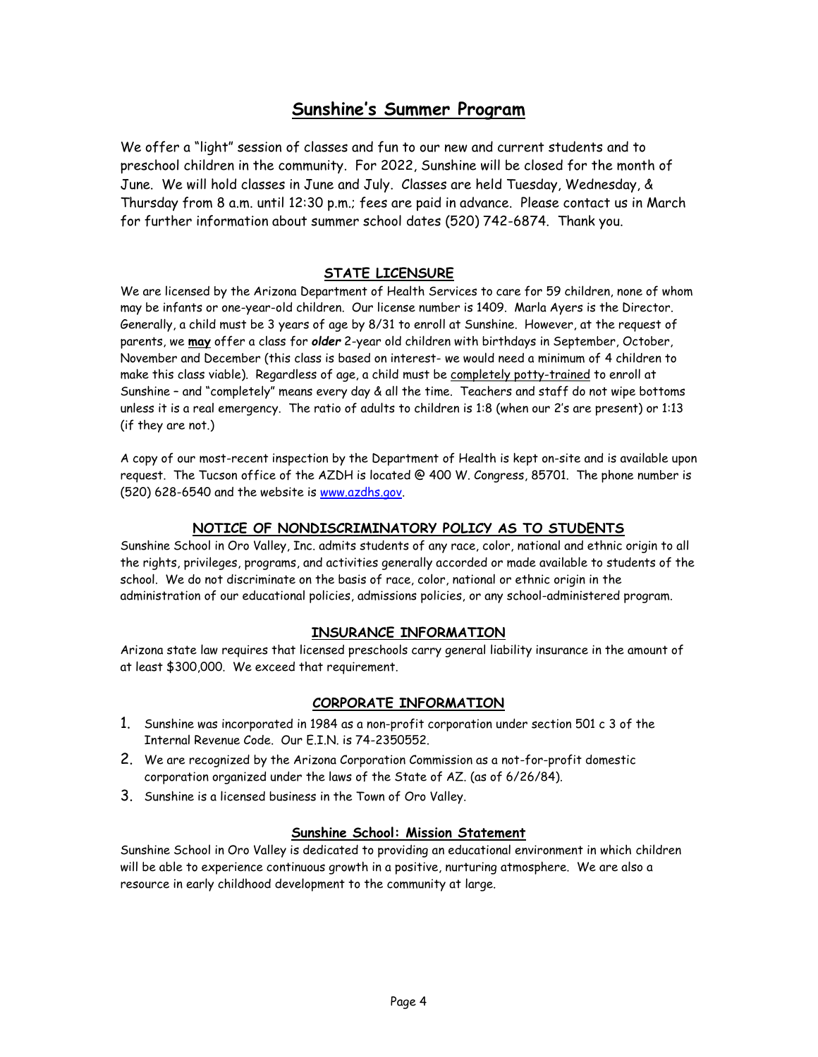# Sunshine's Summer Program

We offer a "light" session of classes and fun to our new and current students and to preschool children in the community. For 2022, Sunshine will be closed for the month of June. We will hold classes in June and July. Classes are held Tuesday, Wednesday, & Thursday from 8 a.m. until 12:30 p.m.; fees are paid in advance. Please contact us in March for further information about summer school dates (520) 742-6874. Thank you.

## STATE LICENSURE

We are licensed by the Arizona Department of Health Services to care for 59 children, none of whom may be infants or one-year-old children. Our license number is 1409. Marla Ayers is the Director. Generally, a child must be 3 years of age by 8/31 to enroll at Sunshine. However, at the request of parents, we **may** offer a class for ***older*** 2-year old children with birthdays in September, October, November and December (this class is based on interest- we would need a minimum of 4 children to make this class viable). Regardless of age, a child must be completely potty-trained to enroll at Sunshine – and "completely" means every day & all the time. Teachers and staff do not wipe bottoms unless it is a real emergency. The ratio of adults to children is 1:8 (when our 2's are present) or 1:13 (if they are not.)

A copy of our most-recent inspection by the Department of Health is kept on-site and is available upon request. The Tucson office of the AZDH is located @ 400 W. Congress, 85701. The phone number is (520) 628-6540 and the website is www.azdhs.gov.

## NOTICE OF NONDISCRIMINATORY POLICY AS TO STUDENTS

Sunshine School in Oro Valley, Inc. admits students of any race, color, national and ethnic origin to all the rights, privileges, programs, and activities generally accorded or made available to students of the school. We do not discriminate on the basis of race, color, national or ethnic origin in the administration of our educational policies, admissions policies, or any school-administered program.

## INSURANCE INFORMATION

Arizona state law requires that licensed preschools carry general liability insurance in the amount of at least $300,000. We exceed that requirement.

## CORPORATE INFORMATION

1. Sunshine was incorporated in 1984 as a non-profit corporation under section 501 c 3 of the Internal Revenue Code. Our E.I.N. is 74-2350552.
2. We are recognized by the Arizona Corporation Commission as a not-for-profit domestic corporation organized under the laws of the State of AZ. (as of 6/26/84).
3. Sunshine is a licensed business in the Town of Oro Valley.

## Sunshine School: Mission Statement

Sunshine School in Oro Valley is dedicated to providing an educational environment in which children will be able to experience continuous growth in a positive, nurturing atmosphere. We are also a resource in early childhood development to the community at large.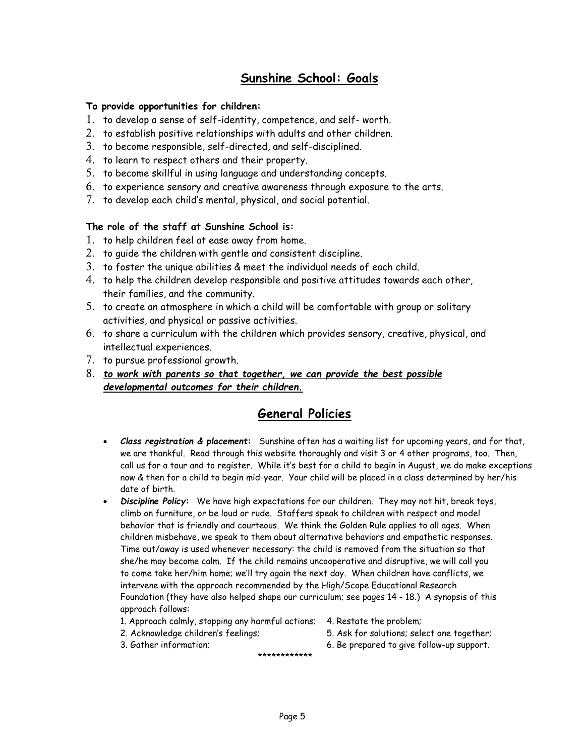## Sunshine School: Goals

**To provide opportunities for children:**

1. to develop a sense of self-identity, competence, and self- worth.
2. to establish positive relationships with adults and other children.
3. to become responsible, self-directed, and self-disciplined.
4. to learn to respect others and their property.
5. to become skillful in using language and understanding concepts.
6. to experience sensory and creative awareness through exposure to the arts.
7. to develop each child's mental, physical, and social potential.

**The role of the staff at Sunshine School is:**

1. to help children feel at ease away from home.
2. to guide the children with gentle and consistent discipline.
3. to foster the unique abilities & meet the individual needs of each child.
4. to help the children develop responsible and positive attitudes towards each other, their families, and the community.
5. to create an atmosphere in which a child will be comfortable with group or solitary activities, and physical or passive activities.
6. to share a curriculum with the children which provides sensory, creative, physical, and intellectual experiences.
7. to pursue professional growth.
8. ***to work with parents so that together, we can provide the best possible developmental outcomes for their children.***

## General Policies

- ***Class registration & placement*:** Sunshine often has a waiting list for upcoming years, and for that, we are thankful. Read through this website thoroughly and visit 3 or 4 other programs, too. Then, call us for a tour and to register. While it's best for a child to begin in August, we do make exceptions now & then for a child to begin mid-year. Your child will be placed in a class determined by her/his date of birth.
- ***Discipline Policy*:** We have high expectations for our children. They may not hit, break toys, climb on furniture, or be loud or rude. Staffers speak to children with respect and model behavior that is friendly and courteous. We think the Golden Rule applies to all ages. When children misbehave, we speak to them about alternative behaviors and empathetic responses. Time out/away is used whenever necessary: the child is removed from the situation so that she/he may become calm. If the child remains uncooperative and disruptive, we will call you to come take her/him home; we'll try again the next day. When children have conflicts, we intervene with the approach recommended by the High/Scope Educational Research Foundation (they have also helped shape our curriculum; see pages 14 - 18.) A synopsis of this approach follows:

  1. Approach calmly, stopping any harmful actions;
  2. Acknowledge children's feelings;
  3. Gather information;
  4. Restate the problem;
  5. Ask for solutions; select one together;
  6. Be prepared to give follow-up support.

************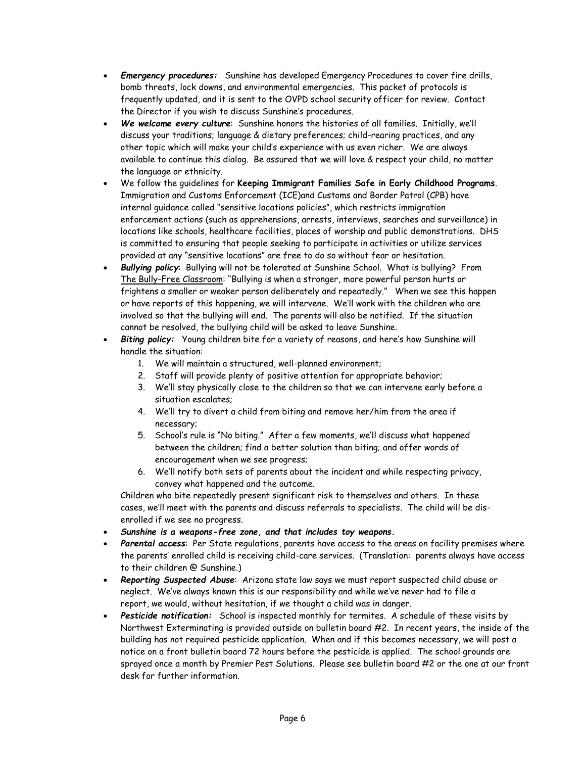- ***Emergency procedures:*** Sunshine has developed Emergency Procedures to cover fire drills, bomb threats, lock downs, and environmental emergencies. This packet of protocols is frequently updated, and it is sent to the OVPD school security officer for review. Contact the Director if you wish to discuss Sunshine's procedures.
- ***We welcome every culture***: Sunshine honors the histories of all families. Initially, we'll discuss your traditions; language & dietary preferences; child-rearing practices, and any other topic which will make your child's experience with us even richer. We are always available to continue this dialog. Be assured that we will love & respect your child, no matter the language or ethnicity.
- We follow the guidelines for **Keeping Immigrant Families Safe in Early Childhood Programs**. Immigration and Customs Enforcement (ICE)and Customs and Border Patrol (CPB) have internal guidance called "sensitive locations policies", which restricts immigration enforcement actions (such as apprehensions, arrests, interviews, searches and surveillance) in locations like schools, healthcare facilities, places of worship and public demonstrations. DHS is committed to ensuring that people seeking to participate in activities or utilize services provided at any "sensitive locations" are free to do so without fear or hesitation.
- ***Bullying policy***: Bullying will not be tolerated at Sunshine School. What is bullying? From The Bully-Free Classroom: "Bullying is when a stronger, more powerful person hurts or frightens a smaller or weaker person deliberately and repeatedly." When we see this happen or have reports of this happening, we will intervene. We'll work with the children who are involved so that the bullying will end. The parents will also be notified. If the situation cannot be resolved, the bullying child will be asked to leave Sunshine.
- ***Biting policy:*** Young children bite for a variety of reasons, and here's how Sunshine will handle the situation:
    1. We will maintain a structured, well-planned environment;
    2. Staff will provide plenty of positive attention for appropriate behavior;
    3. We'll stay physically close to the children so that we can intervene early before a situation escalates;
    4. We'll try to divert a child from biting and remove her/him from the area if necessary;
    5. School's rule is "No biting." After a few moments, we'll discuss what happened between the children; find a better solution than biting; and offer words of encouragement when we see progress;
    6. We'll notify both sets of parents about the incident and while respecting privacy, convey what happened and the outcome.

  Children who bite repeatedly present significant risk to themselves and others. In these cases, we'll meet with the parents and discuss referrals to specialists. The child will be dis-enrolled if we see no progress.
- ***Sunshine is a weapons-free zone, and that includes toy weapons.***
- ***Parental access***: Per State regulations, parents have access to the areas on facility premises where the parents' enrolled child is receiving child-care services. (Translation: parents always have access to their children @ Sunshine.)
- ***Reporting Suspected Abuse***: Arizona state law says we must report suspected child abuse or neglect. We've always known this is our responsibility and while we've never had to file a report, we would, without hesitation, if we thought a child was in danger.
- ***Pesticide notification:*** School is inspected monthly for termites. A schedule of these visits by Northwest Exterminating is provided outside on bulletin board #2. In recent years, the inside of the building has not required pesticide application. When and if this becomes necessary, we will post a notice on a front bulletin board 72 hours before the pesticide is applied. The school grounds are sprayed once a month by Premier Pest Solutions. Please see bulletin board #2 or the one at our front desk for further information.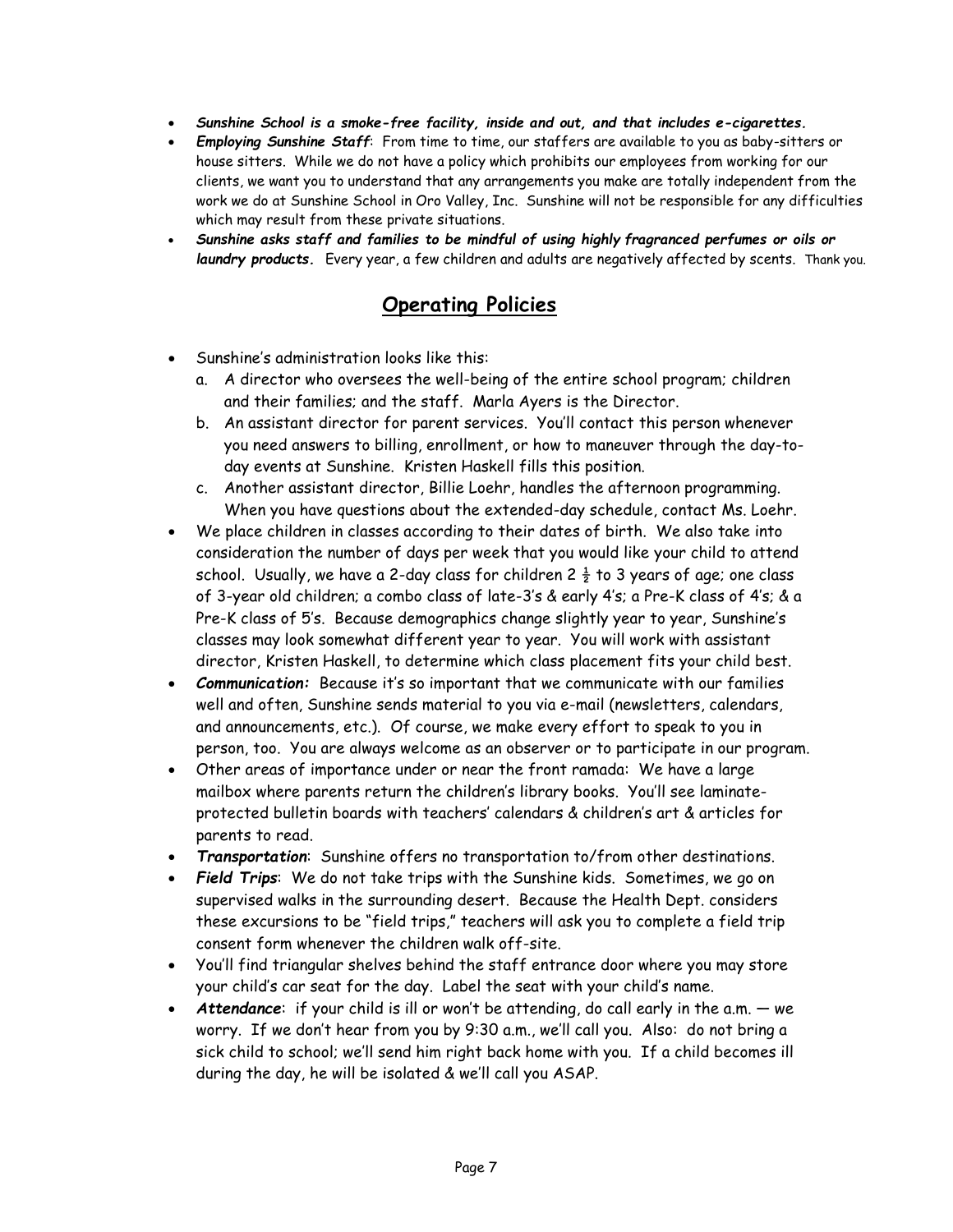- ***Sunshine School is a smoke-free facility, inside and out, and that includes e-cigarettes.***
- ***Employing Sunshine Staff***: From time to time, our staffers are available to you as baby-sitters or house sitters. While we do not have a policy which prohibits our employees from working for our clients, we want you to understand that any arrangements you make are totally independent from the work we do at Sunshine School in Oro Valley, Inc. Sunshine will not be responsible for any difficulties which may result from these private situations.
- ***Sunshine asks staff and families to be mindful of using highly fragranced perfumes or oils or laundry products.*** Every year, a few children and adults are negatively affected by scents. Thank you.

## Operating Policies

- Sunshine's administration looks like this:
  a. A director who oversees the well-being of the entire school program; children and their families; and the staff. Marla Ayers is the Director.
  b. An assistant director for parent services. You'll contact this person whenever you need answers to billing, enrollment, or how to maneuver through the day-to-day events at Sunshine. Kristen Haskell fills this position.
  c. Another assistant director, Billie Loehr, handles the afternoon programming. When you have questions about the extended-day schedule, contact Ms. Loehr.
- We place children in classes according to their dates of birth. We also take into consideration the number of days per week that you would like your child to attend school. Usually, we have a 2-day class for children 2 ½ to 3 years of age; one class of 3-year old children; a combo class of late-3's & early 4's; a Pre-K class of 4's; & a Pre-K class of 5's. Because demographics change slightly year to year, Sunshine's classes may look somewhat different year to year. You will work with assistant director, Kristen Haskell, to determine which class placement fits your child best.
- ***Communication:*** Because it's so important that we communicate with our families well and often, Sunshine sends material to you via e-mail (newsletters, calendars, and announcements, etc.). Of course, we make every effort to speak to you in person, too. You are always welcome as an observer or to participate in our program.
- Other areas of importance under or near the front ramada: We have a large mailbox where parents return the children's library books. You'll see laminate-protected bulletin boards with teachers' calendars & children's art & articles for parents to read.
- ***Transportation***: Sunshine offers no transportation to/from other destinations.
- ***Field Trips***: We do not take trips with the Sunshine kids. Sometimes, we go on supervised walks in the surrounding desert. Because the Health Dept. considers these excursions to be "field trips," teachers will ask you to complete a field trip consent form whenever the children walk off-site.
- You'll find triangular shelves behind the staff entrance door where you may store your child's car seat for the day. Label the seat with your child's name.
- ***Attendance***: if your child is ill or won't be attending, do call early in the a.m. — we worry. If we don't hear from you by 9:30 a.m., we'll call you. Also: do not bring a sick child to school; we'll send him right back home with you. If a child becomes ill during the day, he will be isolated & we'll call you ASAP.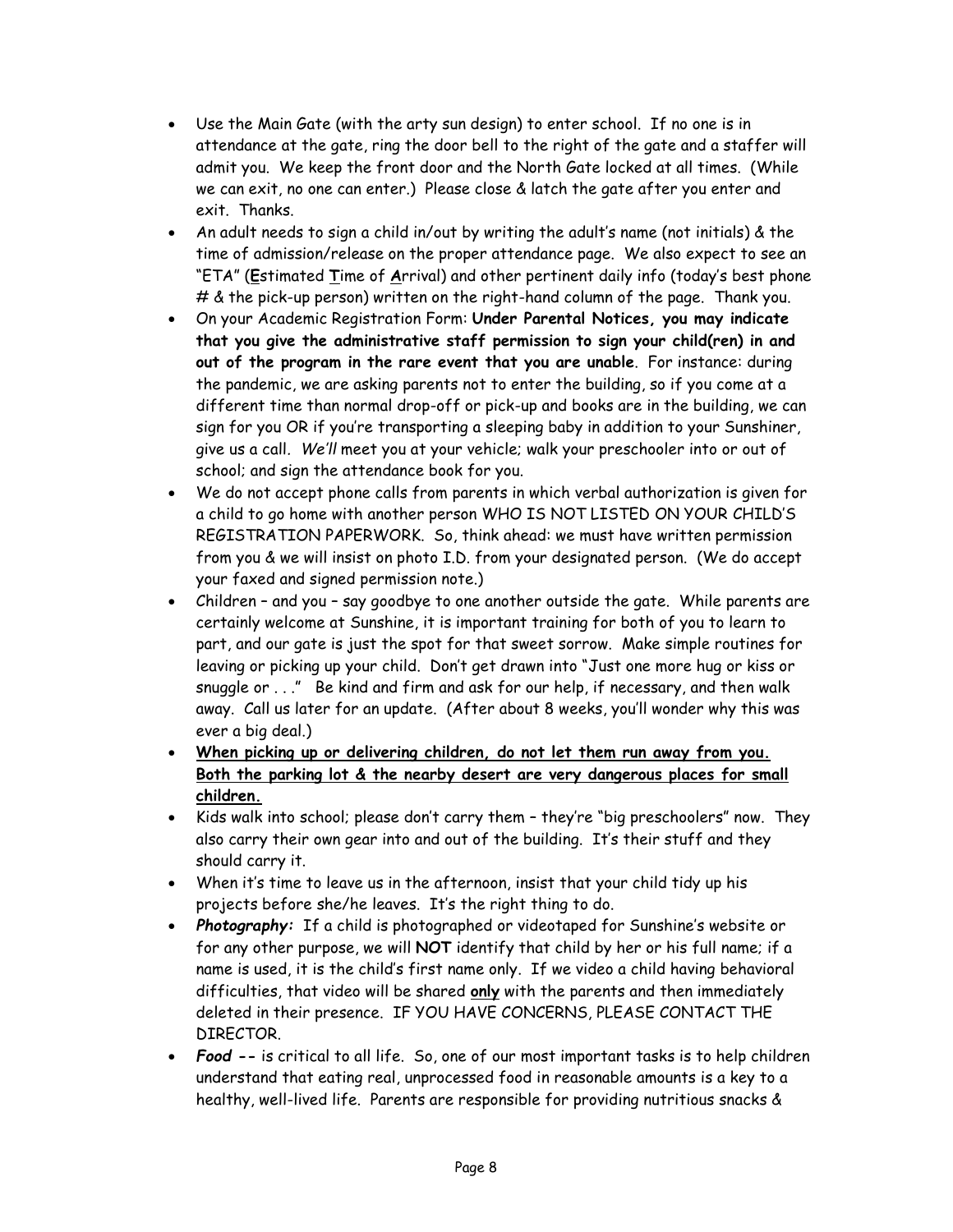- Use the Main Gate (with the arty sun design) to enter school. If no one is in attendance at the gate, ring the door bell to the right of the gate and a staffer will admit you. We keep the front door and the North Gate locked at all times. (While we can exit, no one can enter.) Please close & latch the gate after you enter and exit. Thanks.
- An adult needs to sign a child in/out by writing the adult's name (not initials) & the time of admission/release on the proper attendance page. We also expect to see an "ETA" (**E**stimated **T**ime of **A**rrival) and other pertinent daily info (today's best phone # & the pick-up person) written on the right-hand column of the page. Thank you.
- On your Academic Registration Form: **Under Parental Notices, you may indicate that you give the administrative staff permission to sign your child(ren) in and out of the program in the rare event that you are unable**. For instance: during the pandemic, we are asking parents not to enter the building, so if you come at a different time than normal drop-off or pick-up and books are in the building, we can sign for you OR if you're transporting a sleeping baby in addition to your Sunshiner, give us a call. *We'll* meet you at your vehicle; walk your preschooler into or out of school; and sign the attendance book for you.
- We do not accept phone calls from parents in which verbal authorization is given for a child to go home with another person WHO IS NOT LISTED ON YOUR CHILD'S REGISTRATION PAPERWORK. So, think ahead: we must have written permission from you & we will insist on photo I.D. from your designated person. (We do accept your faxed and signed permission note.)
- Children – and you – say goodbye to one another outside the gate. While parents are certainly welcome at Sunshine, it is important training for both of you to learn to part, and our gate is just the spot for that sweet sorrow. Make simple routines for leaving or picking up your child. Don't get drawn into "Just one more hug or kiss or snuggle or . . ." Be kind and firm and ask for our help, if necessary, and then walk away. Call us later for an update. (After about 8 weeks, you'll wonder why this was ever a big deal.)
- **When picking up or delivering children, do not let them run away from you. Both the parking lot & the nearby desert are very dangerous places for small children.**
- Kids walk into school; please don't carry them – they're "big preschoolers" now. They also carry their own gear into and out of the building. It's their stuff and they should carry it.
- When it's time to leave us in the afternoon, insist that your child tidy up his projects before she/he leaves. It's the right thing to do.
- ***Photography:*** If a child is photographed or videotaped for Sunshine's website or for any other purpose, we will **NOT** identify that child by her or his full name; if a name is used, it is the child's first name only. If we video a child having behavioral difficulties, that video will be shared **only** with the parents and then immediately deleted in their presence. IF YOU HAVE CONCERNS, PLEASE CONTACT THE DIRECTOR.
- ***Food --*** is critical to all life. So, one of our most important tasks is to help children understand that eating real, unprocessed food in reasonable amounts is a key to a healthy, well-lived life. Parents are responsible for providing nutritious snacks &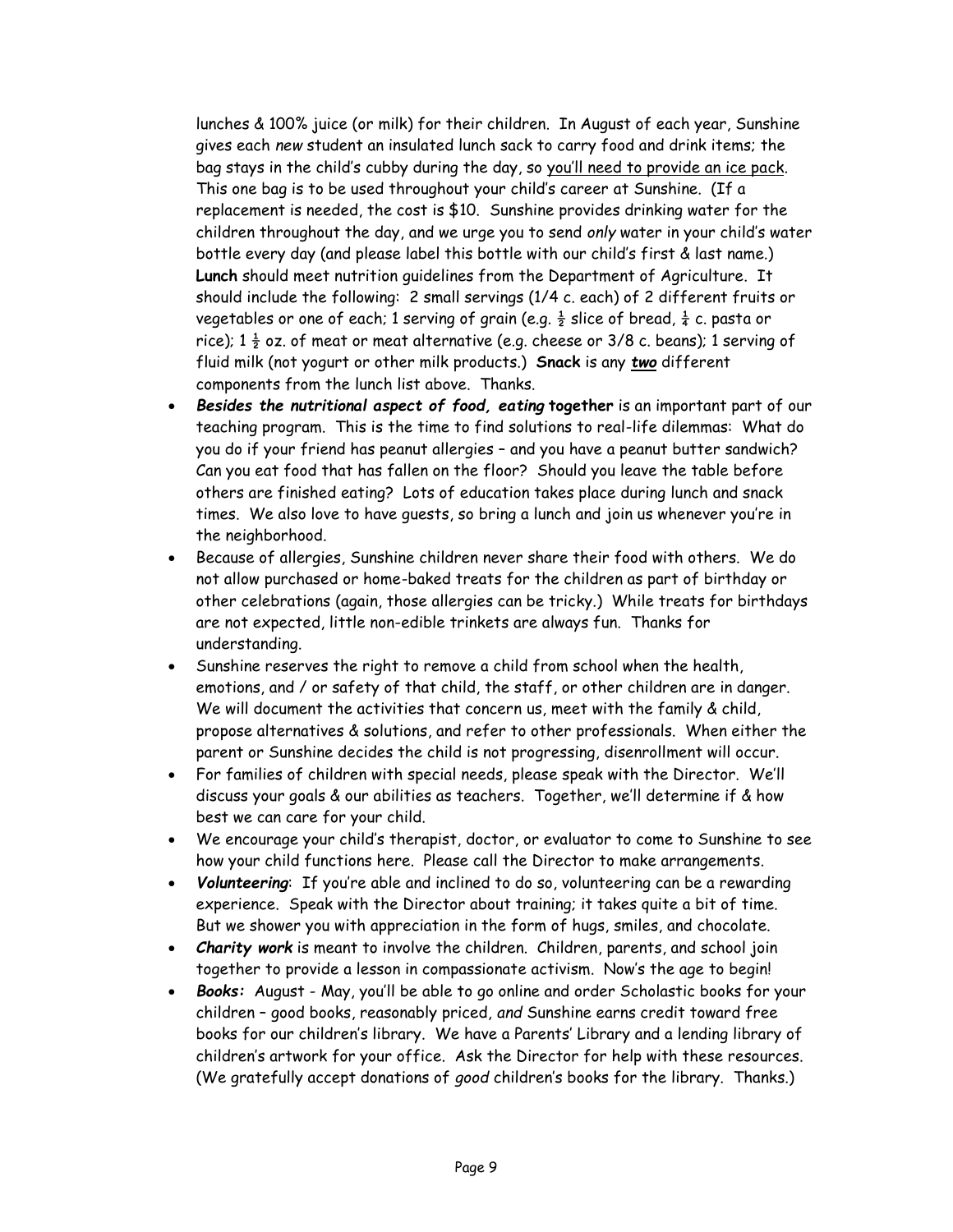lunches & 100% juice (or milk) for their children. In August of each year, Sunshine gives each *new* student an insulated lunch sack to carry food and drink items; the bag stays in the child's cubby during the day, so <u>you'll need to provide an ice pack</u>. This one bag is to be used throughout your child's career at Sunshine. (If a replacement is needed, the cost is $10. Sunshine provides drinking water for the children throughout the day, and we urge you to send *only* water in your child's water bottle every day (and please label this bottle with our child's first & last name.) **Lunch** should meet nutrition guidelines from the Department of Agriculture. It should include the following: 2 small servings (1/4 c. each) of 2 different fruits or vegetables or one of each; 1 serving of grain (e.g. ½ slice of bread, ¼ c. pasta or rice); 1 ½ oz. of meat or meat alternative (e.g. cheese or 3/8 c. beans); 1 serving of fluid milk (not yogurt or other milk products.) **Snack** is any ***<u>two</u>*** different components from the lunch list above. Thanks.

- ***Besides the nutritional aspect of food, eating* together** is an important part of our teaching program. This is the time to find solutions to real-life dilemmas: What do you do if your friend has peanut allergies – and you have a peanut butter sandwich? Can you eat food that has fallen on the floor? Should you leave the table before others are finished eating? Lots of education takes place during lunch and snack times. We also love to have guests, so bring a lunch and join us whenever you're in the neighborhood.
- Because of allergies, Sunshine children never share their food with others. We do not allow purchased or home-baked treats for the children as part of birthday or other celebrations (again, those allergies can be tricky.) While treats for birthdays are not expected, little non-edible trinkets are always fun. Thanks for understanding.
- Sunshine reserves the right to remove a child from school when the health, emotions, and / or safety of that child, the staff, or other children are in danger. We will document the activities that concern us, meet with the family & child, propose alternatives & solutions, and refer to other professionals. When either the parent or Sunshine decides the child is not progressing, disenrollment will occur.
- For families of children with special needs, please speak with the Director. We'll discuss your goals & our abilities as teachers. Together, we'll determine if & how best we can care for your child.
- We encourage your child's therapist, doctor, or evaluator to come to Sunshine to see how your child functions here. Please call the Director to make arrangements.
- ***Volunteering***: If you're able and inclined to do so, volunteering can be a rewarding experience. Speak with the Director about training; it takes quite a bit of time. But we shower you with appreciation in the form of hugs, smiles, and chocolate.
- ***Charity work*** is meant to involve the children. Children, parents, and school join together to provide a lesson in compassionate activism. Now's the age to begin!
- ***Books:*** August - May, you'll be able to go online and order Scholastic books for your children – good books, reasonably priced, *and* Sunshine earns credit toward free books for our children's library. We have a Parents' Library and a lending library of children's artwork for your office. Ask the Director for help with these resources. (We gratefully accept donations of *good* children's books for the library. Thanks.)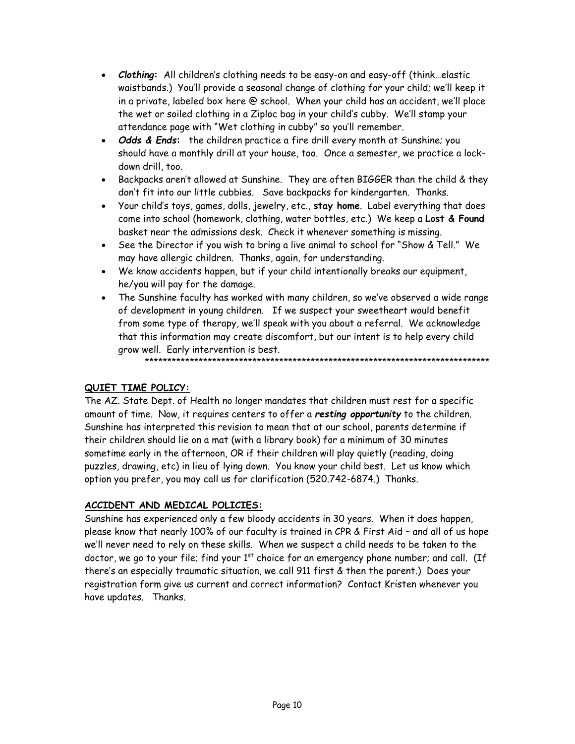- ***Clothing*:** All children's clothing needs to be easy-on and easy-off (think…elastic waistbands.) You'll provide a seasonal change of clothing for your child; we'll keep it in a private, labeled box here @ school. When your child has an accident, we'll place the wet or soiled clothing in a Ziploc bag in your child's cubby. We'll stamp your attendance page with "Wet clothing in cubby" so you'll remember.
- ***Odds & Ends*:** the children practice a fire drill every month at Sunshine; you should have a monthly drill at your house, too. Once a semester, we practice a lock-down drill, too.
- Backpacks aren't allowed at Sunshine. They are often BIGGER than the child & they don't fit into our little cubbies. Save backpacks for kindergarten. Thanks.
- Your child's toys, games, dolls, jewelry, etc., **stay home**. Label everything that does come into school (homework, clothing, water bottles, etc.) We keep a **Lost & Found** basket near the admissions desk. Check it whenever something is missing.
- See the Director if you wish to bring a live animal to school for "Show & Tell." We may have allergic children. Thanks, again, for understanding.
- We know accidents happen, but if your child intentionally breaks our equipment, he/you will pay for the damage.
- The Sunshine faculty has worked with many children, so we've observed a wide range of development in young children. If we suspect your sweetheart would benefit from some type of therapy, we'll speak with you about a referral. We acknowledge that this information may create discomfort, but our intent is to help every child grow well. Early intervention is best.

********************************************************************************

**QUIET TIME POLICY:**

The AZ. State Dept. of Health no longer mandates that children must rest for a specific amount of time. Now, it requires centers to offer a ***resting opportunity*** to the children. Sunshine has interpreted this revision to mean that at our school, parents determine if their children should lie on a mat (with a library book) for a minimum of 30 minutes sometime early in the afternoon, OR if their children will play quietly (reading, doing puzzles, drawing, etc) in lieu of lying down. You know your child best. Let us know which option you prefer, you may call us for clarification (520.742-6874.) Thanks.

**ACCIDENT AND MEDICAL POLICIES:**

Sunshine has experienced only a few bloody accidents in 30 years. When it does happen, please know that nearly 100% of our faculty is trained in CPR & First Aid – and all of us hope we'll never need to rely on these skills. When we suspect a child needs to be taken to the doctor, we go to your file; find your 1st choice for an emergency phone number; and call. (If there's an especially traumatic situation, we call 911 first & then the parent.) Does your registration form give us current and correct information? Contact Kristen whenever you have updates. Thanks.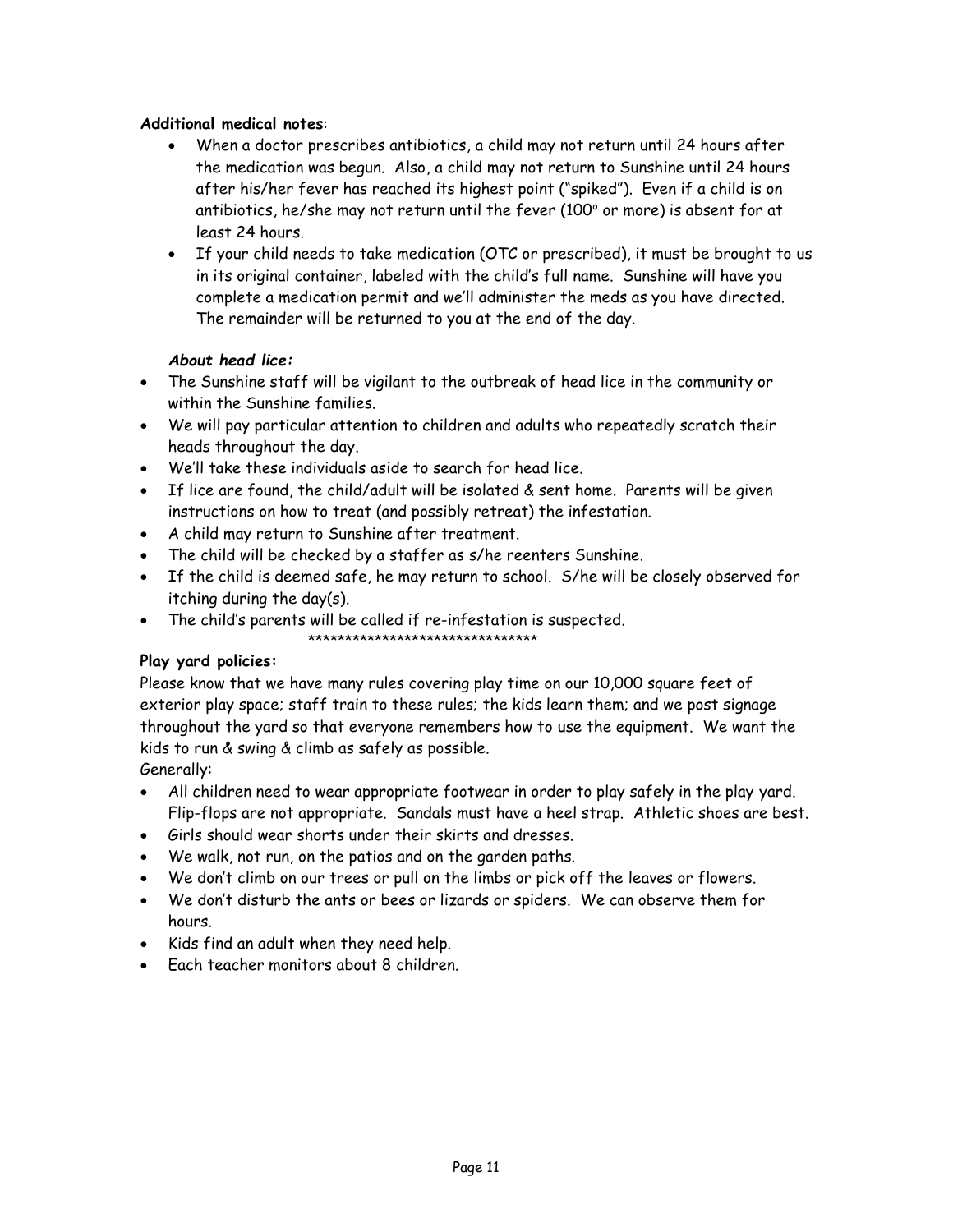**Additional medical notes**:

- When a doctor prescribes antibiotics, a child may not return until 24 hours after the medication was begun. Also, a child may not return to Sunshine until 24 hours after his/her fever has reached its highest point ("spiked"). Even if a child is on antibiotics, he/she may not return until the fever (100° or more) is absent for at least 24 hours.
- If your child needs to take medication (OTC or prescribed), it must be brought to us in its original container, labeled with the child's full name. Sunshine will have you complete a medication permit and we'll administer the meds as you have directed. The remainder will be returned to you at the end of the day.

***About head lice:***

- The Sunshine staff will be vigilant to the outbreak of head lice in the community or within the Sunshine families.
- We will pay particular attention to children and adults who repeatedly scratch their heads throughout the day.
- We'll take these individuals aside to search for head lice.
- If lice are found, the child/adult will be isolated & sent home. Parents will be given instructions on how to treat (and possibly retreat) the infestation.
- A child may return to Sunshine after treatment.
- The child will be checked by a staffer as s/he reenters Sunshine.
- If the child is deemed safe, he may return to school. S/he will be closely observed for itching during the day(s).
- The child's parents will be called if re-infestation is suspected.

*******************************

**Play yard policies:**

Please know that we have many rules covering play time on our 10,000 square feet of exterior play space; staff train to these rules; the kids learn them; and we post signage throughout the yard so that everyone remembers how to use the equipment. We want the kids to run & swing & climb as safely as possible.

Generally:

- All children need to wear appropriate footwear in order to play safely in the play yard. Flip-flops are not appropriate. Sandals must have a heel strap. Athletic shoes are best.
- Girls should wear shorts under their skirts and dresses.
- We walk, not run, on the patios and on the garden paths.
- We don't climb on our trees or pull on the limbs or pick off the leaves or flowers.
- We don't disturb the ants or bees or lizards or spiders. We can observe them for hours.
- Kids find an adult when they need help.
- Each teacher monitors about 8 children.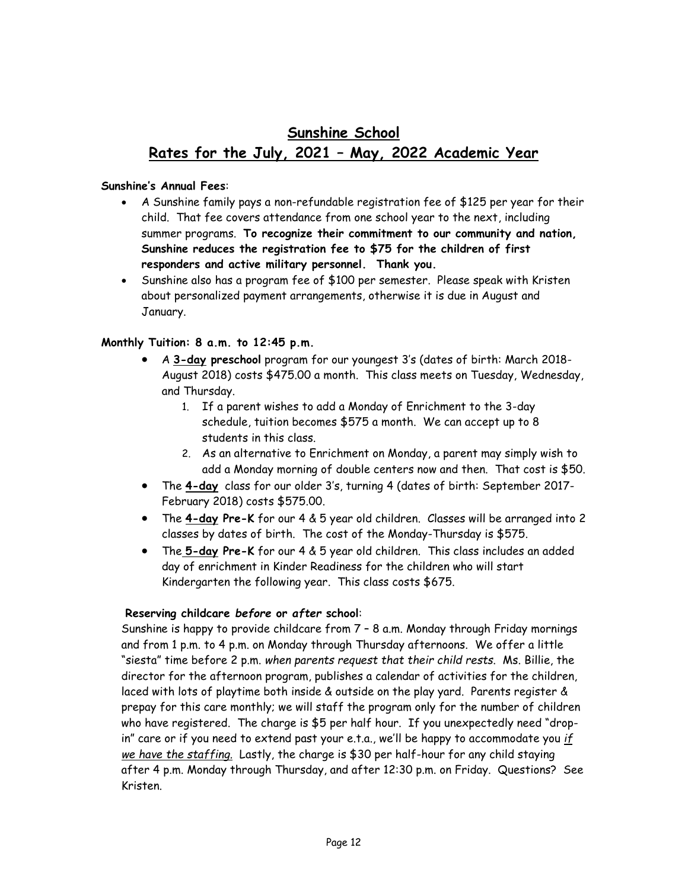# Sunshine School

# Rates for the July, 2021 – May, 2022 Academic Year

**Sunshine's Annual Fees**:

- A Sunshine family pays a non-refundable registration fee of $125 per year for their child. That fee covers attendance from one school year to the next, including summer programs. **To recognize their commitment to our community and nation, Sunshine reduces the registration fee to $75 for the children of first responders and active military personnel. Thank you.**
- Sunshine also has a program fee of $100 per semester. Please speak with Kristen about personalized payment arrangements, otherwise it is due in August and January.

**Monthly Tuition: 8 a.m. to 12:45 p.m.**

- A **3-day preschool** program for our youngest 3's (dates of birth: March 2018-August 2018) costs $475.00 a month. This class meets on Tuesday, Wednesday, and Thursday.
    1. If a parent wishes to add a Monday of Enrichment to the 3-day schedule, tuition becomes $575 a month. We can accept up to 8 students in this class.
    2. As an alternative to Enrichment on Monday, a parent may simply wish to add a Monday morning of double centers now and then. That cost is $50.
- The **4-day** class for our older 3's, turning 4 (dates of birth: September 2017-February 2018) costs $575.00.
- The **4-day Pre-K** for our 4 & 5 year old children. Classes will be arranged into 2 classes by dates of birth. The cost of the Monday-Thursday is $575.
- The **5-day Pre-K** for our 4 & 5 year old children. This class includes an added day of enrichment in Kinder Readiness for the children who will start Kindergarten the following year. This class costs $675.

**Reserving childcare *before* or *after* school**:

Sunshine is happy to provide childcare from 7 – 8 a.m. Monday through Friday mornings and from 1 p.m. to 4 p.m. on Monday through Thursday afternoons. We offer a little "siesta" time before 2 p.m. *when parents request that their child rests.* Ms. Billie, the director for the afternoon program, publishes a calendar of activities for the children, laced with lots of playtime both inside & outside on the play yard. Parents register & prepay for this care monthly; we will staff the program only for the number of children who have registered. The charge is $5 per half hour. If you unexpectedly need "drop-in" care or if you need to extend past your e.t.a., we'll be happy to accommodate you *if we have the staffing.* Lastly, the charge is $30 per half-hour for any child staying after 4 p.m. Monday through Thursday, and after 12:30 p.m. on Friday. Questions? See Kristen.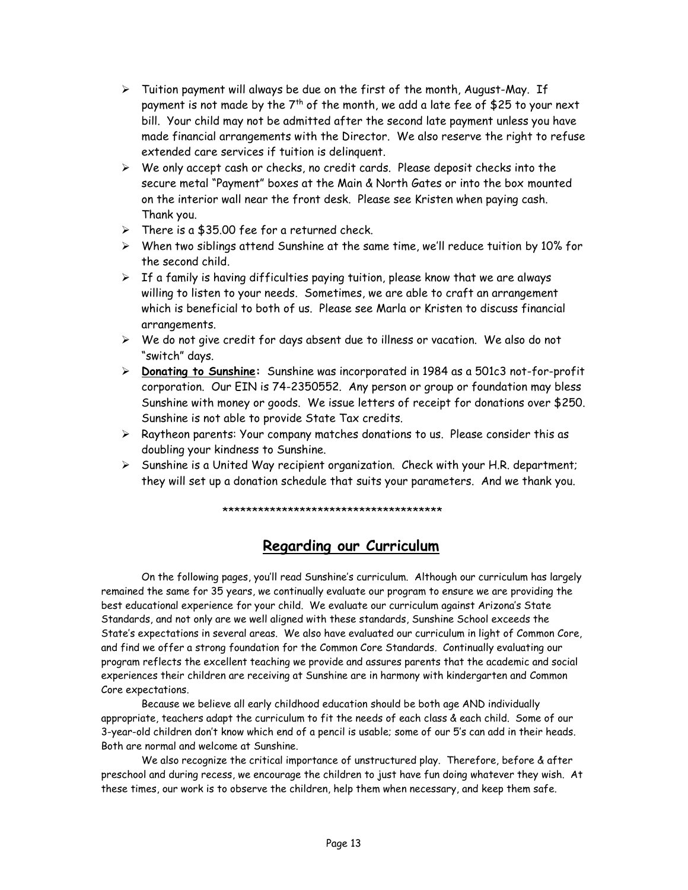- Tuition payment will always be due on the first of the month, August-May. If payment is not made by the 7th of the month, we add a late fee of $25 to your next bill. Your child may not be admitted after the second late payment unless you have made financial arrangements with the Director. We also reserve the right to refuse extended care services if tuition is delinquent.
- We only accept cash or checks, no credit cards. Please deposit checks into the secure metal "Payment" boxes at the Main & North Gates or into the box mounted on the interior wall near the front desk. Please see Kristen when paying cash. Thank you.
- There is a $35.00 fee for a returned check.
- When two siblings attend Sunshine at the same time, we'll reduce tuition by 10% for the second child.
- If a family is having difficulties paying tuition, please know that we are always willing to listen to your needs. Sometimes, we are able to craft an arrangement which is beneficial to both of us. Please see Marla or Kristen to discuss financial arrangements.
- We do not give credit for days absent due to illness or vacation. We also do not "switch" days.
- **Donating to Sunshine:** Sunshine was incorporated in 1984 as a 501c3 not-for-profit corporation. Our EIN is 74-2350552. Any person or group or foundation may bless Sunshine with money or goods. We issue letters of receipt for donations over $250. Sunshine is not able to provide State Tax credits.
- Raytheon parents: Your company matches donations to us. Please consider this as doubling your kindness to Sunshine.
- Sunshine is a United Way recipient organization. Check with your H.R. department; they will set up a donation schedule that suits your parameters. And we thank you.

**************************************

## Regarding our Curriculum

On the following pages, you'll read Sunshine's curriculum. Although our curriculum has largely remained the same for 35 years, we continually evaluate our program to ensure we are providing the best educational experience for your child. We evaluate our curriculum against Arizona's State Standards, and not only are we well aligned with these standards, Sunshine School exceeds the State's expectations in several areas. We also have evaluated our curriculum in light of Common Core, and find we offer a strong foundation for the Common Core Standards. Continually evaluating our program reflects the excellent teaching we provide and assures parents that the academic and social experiences their children are receiving at Sunshine are in harmony with kindergarten and Common Core expectations.

Because we believe all early childhood education should be both age AND individually appropriate, teachers adapt the curriculum to fit the needs of each class & each child. Some of our 3-year-old children don't know which end of a pencil is usable; some of our 5's can add in their heads. Both are normal and welcome at Sunshine.

We also recognize the critical importance of unstructured play. Therefore, before & after preschool and during recess, we encourage the children to just have fun doing whatever they wish. At these times, our work is to observe the children, help them when necessary, and keep them safe.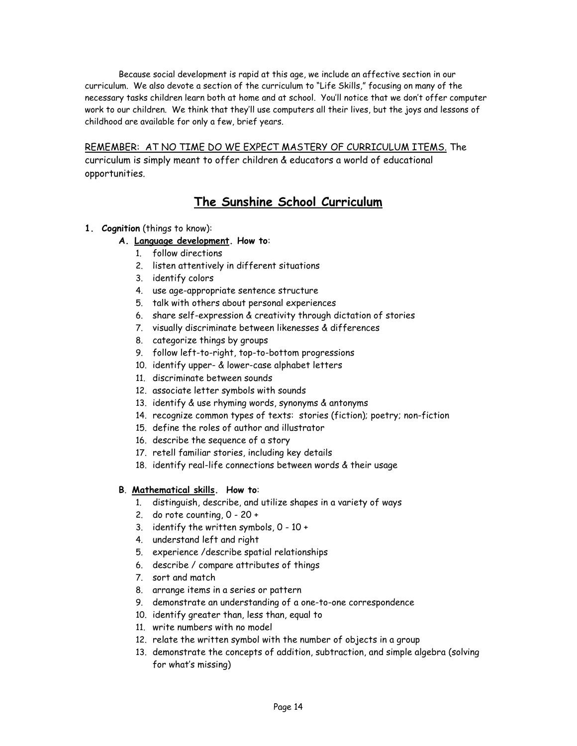Because social development is rapid at this age, we include an affective section in our curriculum. We also devote a section of the curriculum to "Life Skills," focusing on many of the necessary tasks children learn both at home and at school. You'll notice that we don't offer computer work to our children. We think that they'll use computers all their lives, but the joys and lessons of childhood are available for only a few, brief years.

REMEMBER: AT NO TIME DO WE EXPECT MASTERY OF CURRICULUM ITEMS. The curriculum is simply meant to offer children & educators a world of educational opportunities.

# The Sunshine School Curriculum

1. **Cognition** (things to know):

   **A. Language development. How to**:

   1. follow directions
   2. listen attentively in different situations
   3. identify colors
   4. use age-appropriate sentence structure
   5. talk with others about personal experiences
   6. share self-expression & creativity through dictation of stories
   7. visually discriminate between likenesses & differences
   8. categorize things by groups
   9. follow left-to-right, top-to-bottom progressions
   10. identify upper- & lower-case alphabet letters
   11. discriminate between sounds
   12. associate letter symbols with sounds
   13. identify & use rhyming words, synonyms & antonyms
   14. recognize common types of texts: stories (fiction); poetry; non-fiction
   15. define the roles of author and illustrator
   16. describe the sequence of a story
   17. retell familiar stories, including key details
   18. identify real-life connections between words & their usage

   **B. Mathematical skills. How to**:

   1. distinguish, describe, and utilize shapes in a variety of ways
   2. do rote counting, 0 - 20 +
   3. identify the written symbols, 0 - 10 +
   4. understand left and right
   5. experience /describe spatial relationships
   6. describe / compare attributes of things
   7. sort and match
   8. arrange items in a series or pattern
   9. demonstrate an understanding of a one-to-one correspondence
   10. identify greater than, less than, equal to
   11. write numbers with no model
   12. relate the written symbol with the number of objects in a group
   13. demonstrate the concepts of addition, subtraction, and simple algebra (solving for what's missing)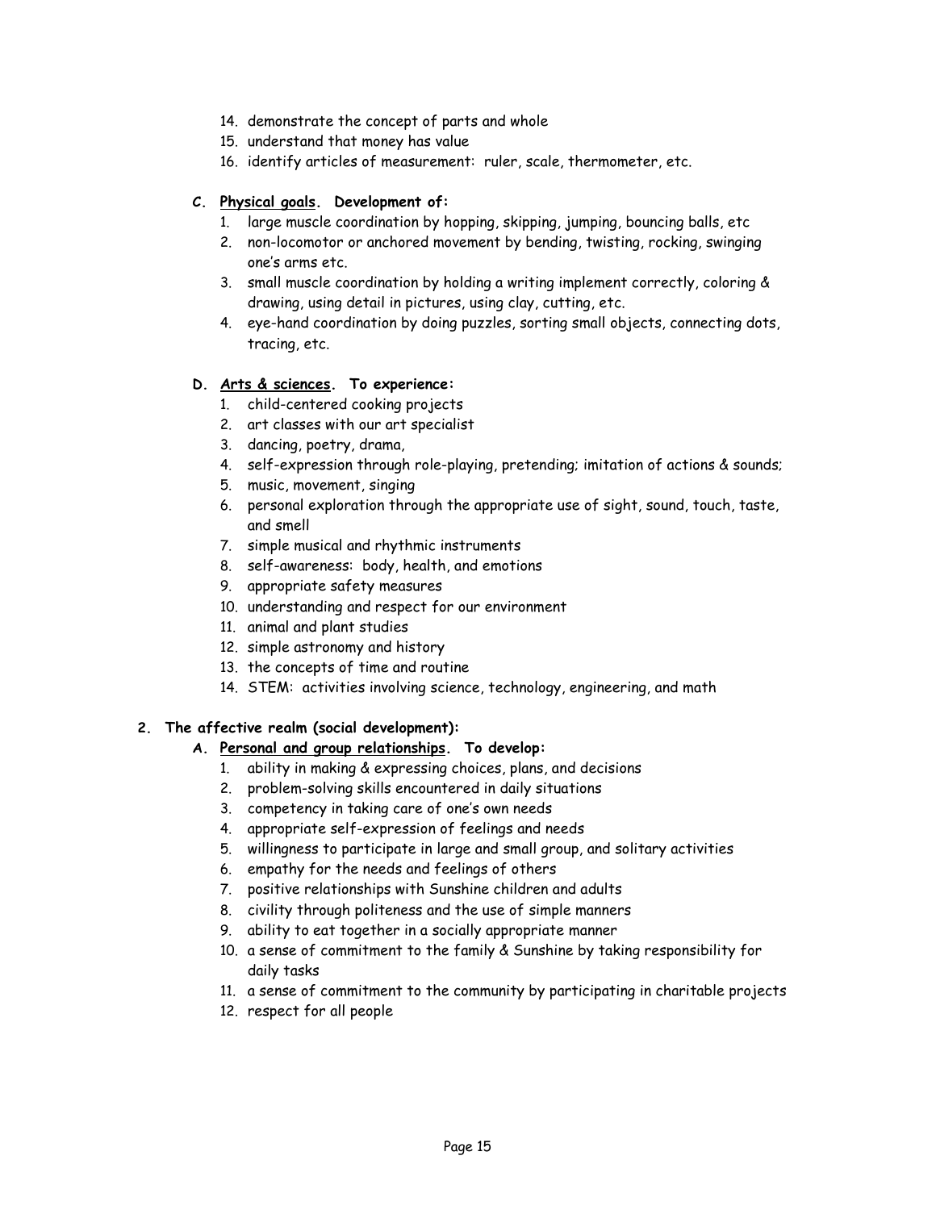14. demonstrate the concept of parts and whole
15. understand that money has value
16. identify articles of measurement: ruler, scale, thermometer, etc.

**C. <u>Physical goals</u>. Development of:**

1. large muscle coordination by hopping, skipping, jumping, bouncing balls, etc
2. non-locomotor or anchored movement by bending, twisting, rocking, swinging one's arms etc.
3. small muscle coordination by holding a writing implement correctly, coloring & drawing, using detail in pictures, using clay, cutting, etc.
4. eye-hand coordination by doing puzzles, sorting small objects, connecting dots, tracing, etc.

**D. <u>Arts & sciences</u>. To experience:**

1. child-centered cooking projects
2. art classes with our art specialist
3. dancing, poetry, drama,
4. self-expression through role-playing, pretending; imitation of actions & sounds;
5. music, movement, singing
6. personal exploration through the appropriate use of sight, sound, touch, taste, and smell
7. simple musical and rhythmic instruments
8. self-awareness: body, health, and emotions
9. appropriate safety measures
10. understanding and respect for our environment
11. animal and plant studies
12. simple astronomy and history
13. the concepts of time and routine
14. STEM: activities involving science, technology, engineering, and math

**2. The affective realm (social development):**

**A. <u>Personal and group relationships</u>. To develop:**

1. ability in making & expressing choices, plans, and decisions
2. problem-solving skills encountered in daily situations
3. competency in taking care of one's own needs
4. appropriate self-expression of feelings and needs
5. willingness to participate in large and small group, and solitary activities
6. empathy for the needs and feelings of others
7. positive relationships with Sunshine children and adults
8. civility through politeness and the use of simple manners
9. ability to eat together in a socially appropriate manner
10. a sense of commitment to the family & Sunshine by taking responsibility for daily tasks
11. a sense of commitment to the community by participating in charitable projects
12. respect for all people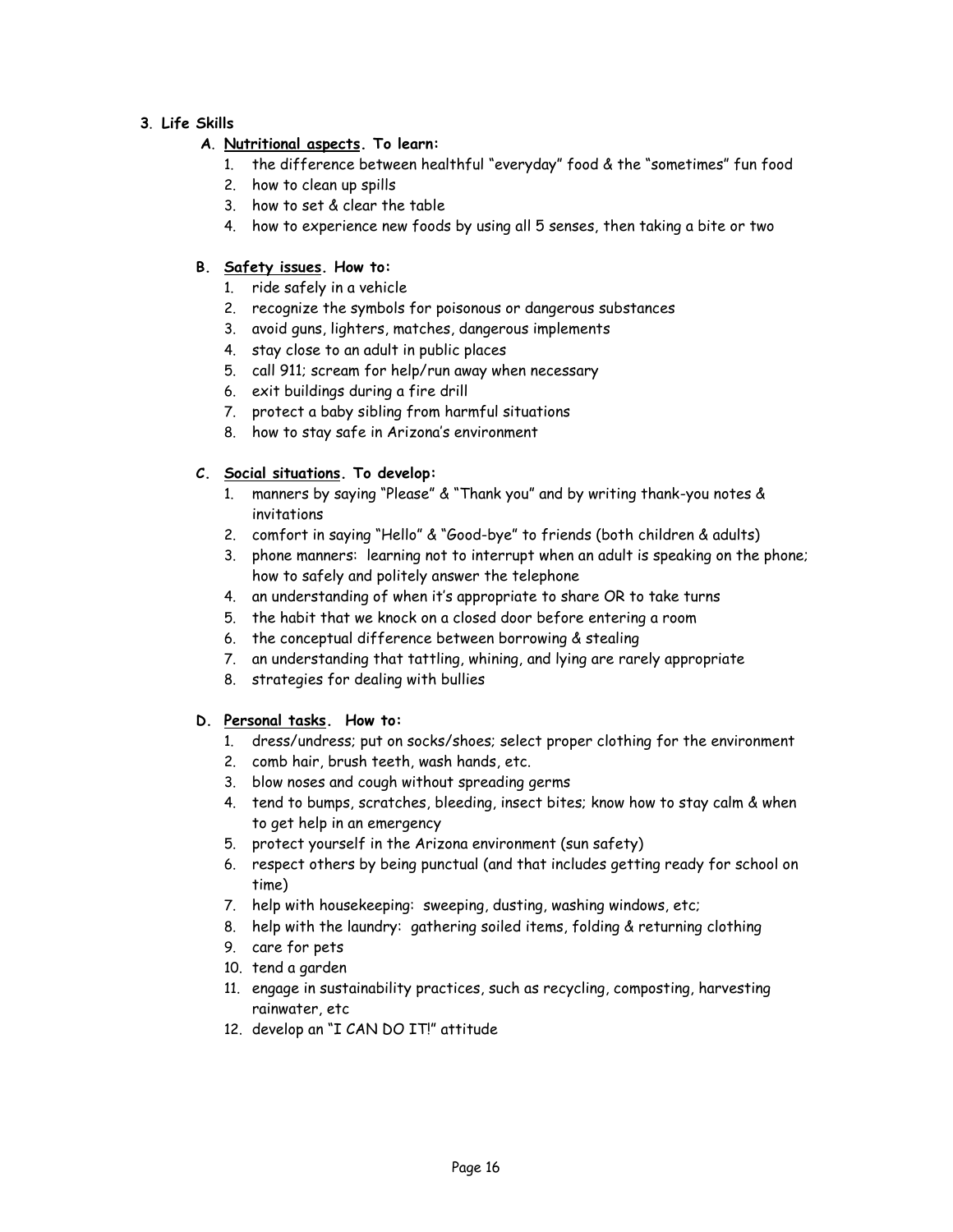**3. Life Skills**

**A. Nutritional aspects. To learn:**

1. the difference between healthful "everyday" food & the "sometimes" fun food
2. how to clean up spills
3. how to set & clear the table
4. how to experience new foods by using all 5 senses, then taking a bite or two

**B. Safety issues. How to:**

1. ride safely in a vehicle
2. recognize the symbols for poisonous or dangerous substances
3. avoid guns, lighters, matches, dangerous implements
4. stay close to an adult in public places
5. call 911; scream for help/run away when necessary
6. exit buildings during a fire drill
7. protect a baby sibling from harmful situations
8. how to stay safe in Arizona's environment

**C. Social situations. To develop:**

1. manners by saying "Please" & "Thank you" and by writing thank-you notes & invitations
2. comfort in saying "Hello" & "Good-bye" to friends (both children & adults)
3. phone manners: learning not to interrupt when an adult is speaking on the phone; how to safely and politely answer the telephone
4. an understanding of when it's appropriate to share OR to take turns
5. the habit that we knock on a closed door before entering a room
6. the conceptual difference between borrowing & stealing
7. an understanding that tattling, whining, and lying are rarely appropriate
8. strategies for dealing with bullies

**D. Personal tasks. How to:**

1. dress/undress; put on socks/shoes; select proper clothing for the environment
2. comb hair, brush teeth, wash hands, etc.
3. blow noses and cough without spreading germs
4. tend to bumps, scratches, bleeding, insect bites; know how to stay calm & when to get help in an emergency
5. protect yourself in the Arizona environment (sun safety)
6. respect others by being punctual (and that includes getting ready for school on time)
7. help with housekeeping: sweeping, dusting, washing windows, etc;
8. help with the laundry: gathering soiled items, folding & returning clothing
9. care for pets
10. tend a garden
11. engage in sustainability practices, such as recycling, composting, harvesting rainwater, etc
12. develop an "I CAN DO IT!" attitude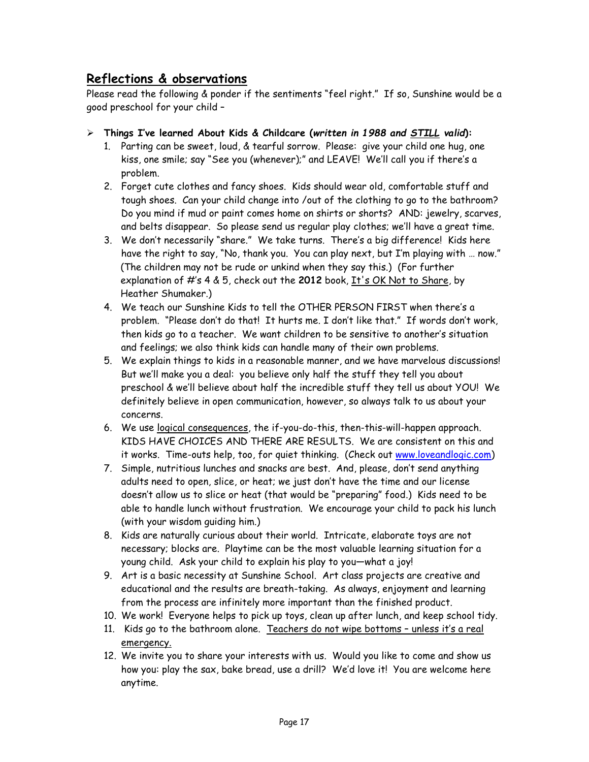## Reflections & observations

Please read the following & ponder if the sentiments "feel right." If so, Sunshine would be a good preschool for your child –

- **Things I've learned About Kids & Childcare (*written in 1988 and <u>STILL</u> valid*):**
    1. Parting can be sweet, loud, & tearful sorrow. Please: give your child one hug, one kiss, one smile; say "See you (whenever);" and LEAVE! We'll call you if there's a problem.
    2. Forget cute clothes and fancy shoes. Kids should wear old, comfortable stuff and tough shoes. Can your child change into /out of the clothing to go to the bathroom? Do you mind if mud or paint comes home on shirts or shorts? AND: jewelry, scarves, and belts disappear. So please send us regular play clothes; we'll have a great time.
    3. We don't necessarily "share." We take turns. There's a big difference! Kids here have the right to say, "No, thank you. You can play next, but I'm playing with … now." (The children may not be rude or unkind when they say this.) (For further explanation of #'s 4 & 5, check out the **2012** book, <u>It's OK Not to Share</u>, by Heather Shumaker.)
    4. We teach our Sunshine Kids to tell the OTHER PERSON FIRST when there's a problem. "Please don't do that! It hurts me. I don't like that." If words don't work, then kids go to a teacher. We want children to be sensitive to another's situation and feelings; we also think kids can handle many of their own problems.
    5. We explain things to kids in a reasonable manner, and we have marvelous discussions! But we'll make you a deal: you believe only half the stuff they tell you about preschool & we'll believe about half the incredible stuff they tell us about YOU! We definitely believe in open communication, however, so always talk to us about your concerns.
    6. We use <u>logical consequences</u>, the if-you-do-this, then-this-will-happen approach. KIDS HAVE CHOICES AND THERE ARE RESULTS. We are consistent on this and it works. Time-outs help, too, for quiet thinking. (Check out www.loveandlogic.com)
    7. Simple, nutritious lunches and snacks are best. And, please, don't send anything adults need to open, slice, or heat; we just don't have the time and our license doesn't allow us to slice or heat (that would be "preparing" food.) Kids need to be able to handle lunch without frustration. We encourage your child to pack his lunch (with your wisdom guiding him.)
    8. Kids are naturally curious about their world. Intricate, elaborate toys are not necessary; blocks are. Playtime can be the most valuable learning situation for a young child. Ask your child to explain his play to you—what a joy!
    9. Art is a basic necessity at Sunshine School. Art class projects are creative and educational and the results are breath-taking. As always, enjoyment and learning from the process are infinitely more important than the finished product.
    10. We work! Everyone helps to pick up toys, clean up after lunch, and keep school tidy.
    11. Kids go to the bathroom alone. <u>Teachers do not wipe bottoms – unless it's a real emergency.</u>
    12. We invite you to share your interests with us. Would you like to come and show us how you: play the sax, bake bread, use a drill? We'd love it! You are welcome here anytime.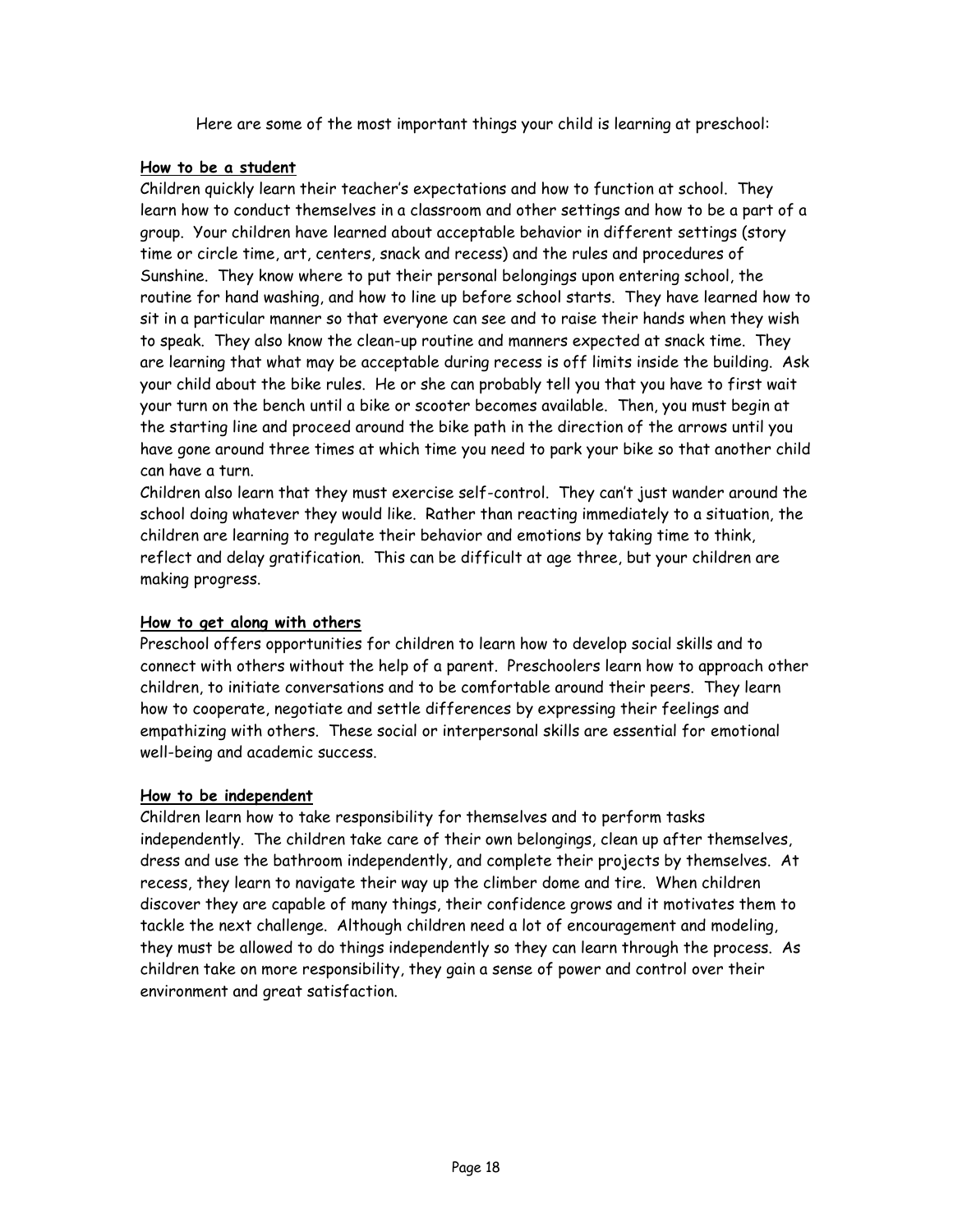Here are some of the most important things your child is learning at preschool:

**How to be a student**

Children quickly learn their teacher's expectations and how to function at school. They learn how to conduct themselves in a classroom and other settings and how to be a part of a group. Your children have learned about acceptable behavior in different settings (story time or circle time, art, centers, snack and recess) and the rules and procedures of Sunshine. They know where to put their personal belongings upon entering school, the routine for hand washing, and how to line up before school starts. They have learned how to sit in a particular manner so that everyone can see and to raise their hands when they wish to speak. They also know the clean-up routine and manners expected at snack time. They are learning that what may be acceptable during recess is off limits inside the building. Ask your child about the bike rules. He or she can probably tell you that you have to first wait your turn on the bench until a bike or scooter becomes available. Then, you must begin at the starting line and proceed around the bike path in the direction of the arrows until you have gone around three times at which time you need to park your bike so that another child can have a turn.

Children also learn that they must exercise self-control. They can't just wander around the school doing whatever they would like. Rather than reacting immediately to a situation, the children are learning to regulate their behavior and emotions by taking time to think, reflect and delay gratification. This can be difficult at age three, but your children are making progress.

**How to get along with others**

Preschool offers opportunities for children to learn how to develop social skills and to connect with others without the help of a parent. Preschoolers learn how to approach other children, to initiate conversations and to be comfortable around their peers. They learn how to cooperate, negotiate and settle differences by expressing their feelings and empathizing with others. These social or interpersonal skills are essential for emotional well-being and academic success.

**How to be independent**

Children learn how to take responsibility for themselves and to perform tasks independently. The children take care of their own belongings, clean up after themselves, dress and use the bathroom independently, and complete their projects by themselves. At recess, they learn to navigate their way up the climber dome and tire. When children discover they are capable of many things, their confidence grows and it motivates them to tackle the next challenge. Although children need a lot of encouragement and modeling, they must be allowed to do things independently so they can learn through the process. As children take on more responsibility, they gain a sense of power and control over their environment and great satisfaction.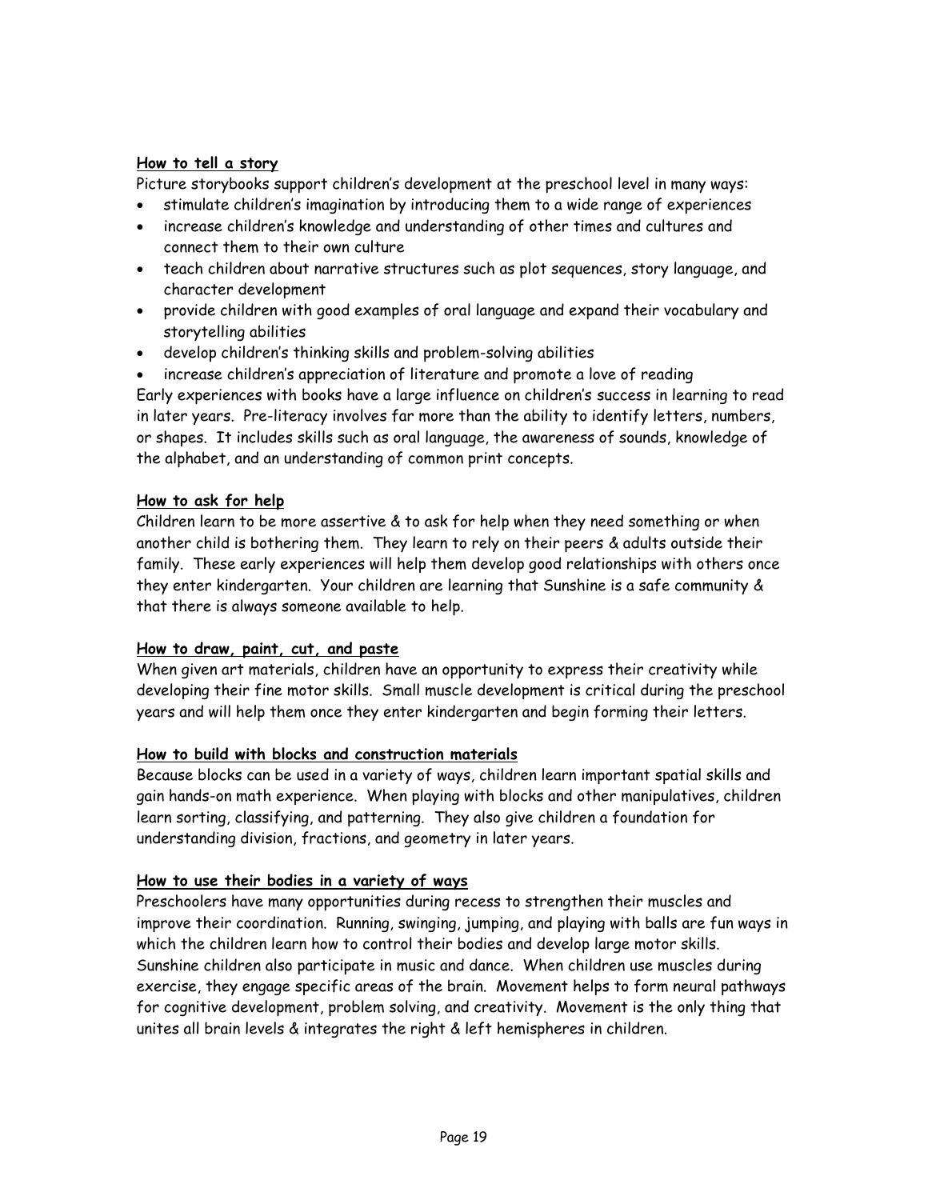**How to tell a story**

Picture storybooks support children's development at the preschool level in many ways:

- stimulate children's imagination by introducing them to a wide range of experiences
- increase children's knowledge and understanding of other times and cultures and connect them to their own culture
- teach children about narrative structures such as plot sequences, story language, and character development
- provide children with good examples of oral language and expand their vocabulary and storytelling abilities
- develop children's thinking skills and problem-solving abilities
- increase children's appreciation of literature and promote a love of reading

Early experiences with books have a large influence on children's success in learning to read in later years. Pre-literacy involves far more than the ability to identify letters, numbers, or shapes. It includes skills such as oral language, the awareness of sounds, knowledge of the alphabet, and an understanding of common print concepts.

**How to ask for help**

Children learn to be more assertive & to ask for help when they need something or when another child is bothering them. They learn to rely on their peers & adults outside their family. These early experiences will help them develop good relationships with others once they enter kindergarten. Your children are learning that Sunshine is a safe community & that there is always someone available to help.

**How to draw, paint, cut, and paste**

When given art materials, children have an opportunity to express their creativity while developing their fine motor skills. Small muscle development is critical during the preschool years and will help them once they enter kindergarten and begin forming their letters.

**How to build with blocks and construction materials**

Because blocks can be used in a variety of ways, children learn important spatial skills and gain hands-on math experience. When playing with blocks and other manipulatives, children learn sorting, classifying, and patterning. They also give children a foundation for understanding division, fractions, and geometry in later years.

**How to use their bodies in a variety of ways**

Preschoolers have many opportunities during recess to strengthen their muscles and improve their coordination. Running, swinging, jumping, and playing with balls are fun ways in which the children learn how to control their bodies and develop large motor skills. Sunshine children also participate in music and dance. When children use muscles during exercise, they engage specific areas of the brain. Movement helps to form neural pathways for cognitive development, problem solving, and creativity. Movement is the only thing that unites all brain levels & integrates the right & left hemispheres in children.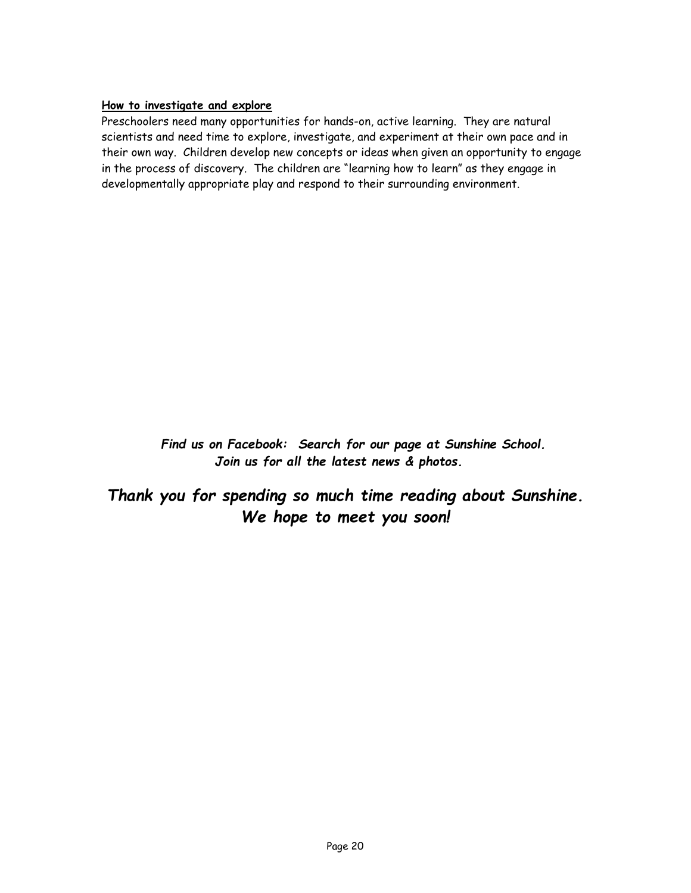**How to investigate and explore**

Preschoolers need many opportunities for hands-on, active learning. They are natural scientists and need time to explore, investigate, and experiment at their own pace and in their own way. Children develop new concepts or ideas when given an opportunity to engage in the process of discovery. The children are "learning how to learn" as they engage in developmentally appropriate play and respond to their surrounding environment.

***Find us on Facebook: Search for our page at Sunshine School.***
***Join us for all the latest news & photos.***

***Thank you for spending so much time reading about Sunshine.***
***We hope to meet you soon!***